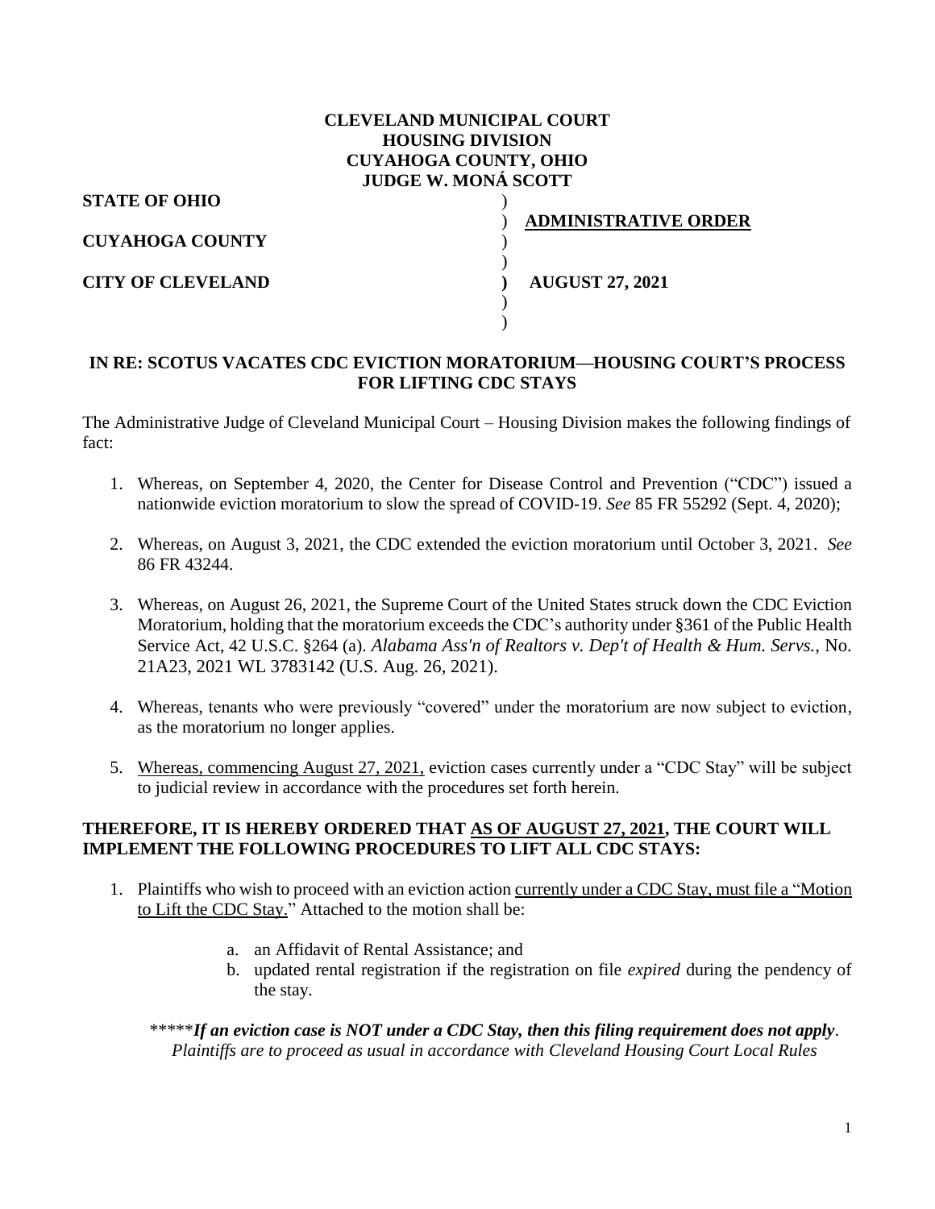**CLEVELAND MUNICIPAL COURT**
**HOUSING DIVISION**
**CUYAHOGA COUNTY, OHIO**
**JUDGE W. MONÁ SCOTT**

**STATE OF OHIO** ) **ADMINISTRATIVE ORDER**

**CUYAHOGA COUNTY** )

**CITY OF CLEVELAND** ) **AUGUST 27, 2021**

**IN RE: SCOTUS VACATES CDC EVICTION MORATORIUM—HOUSING COURT'S PROCESS FOR LIFTING CDC STAYS**

The Administrative Judge of Cleveland Municipal Court – Housing Division makes the following findings of fact:

1. Whereas, on September 4, 2020, the Center for Disease Control and Prevention ("CDC") issued a nationwide eviction moratorium to slow the spread of COVID-19. *See* 85 FR 55292 (Sept. 4, 2020);
2. Whereas, on August 3, 2021, the CDC extended the eviction moratorium until October 3, 2021. *See* 86 FR 43244.
3. Whereas, on August 26, 2021, the Supreme Court of the United States struck down the CDC Eviction Moratorium, holding that the moratorium exceeds the CDC's authority under §361 of the Public Health Service Act, 42 U.S.C. §264 (a). *Alabama Ass'n of Realtors v. Dep't of Health & Hum. Servs.,* No. 21A23, 2021 WL 3783142 (U.S. Aug. 26, 2021).
4. Whereas, tenants who were previously "covered" under the moratorium are now subject to eviction, as the moratorium no longer applies.
5. Whereas, commencing August 27, 2021, eviction cases currently under a "CDC Stay" will be subject to judicial review in accordance with the procedures set forth herein.

**THEREFORE, IT IS HEREBY ORDERED THAT AS OF AUGUST 27, 2021, THE COURT WILL IMPLEMENT THE FOLLOWING PROCEDURES TO LIFT ALL CDC STAYS:**

1. Plaintiffs who wish to proceed with an eviction action currently under a CDC Stay, must file a "Motion to Lift the CDC Stay." Attached to the motion shall be:
   a. an Affidavit of Rental Assistance; and
   b. updated rental registration if the registration on file *expired* during the pendency of the stay.

*****_**If an eviction case is NOT under a CDC Stay, then this filing requirement does not apply**. Plaintiffs are to proceed as usual in accordance with Cleveland Housing Court Local Rules_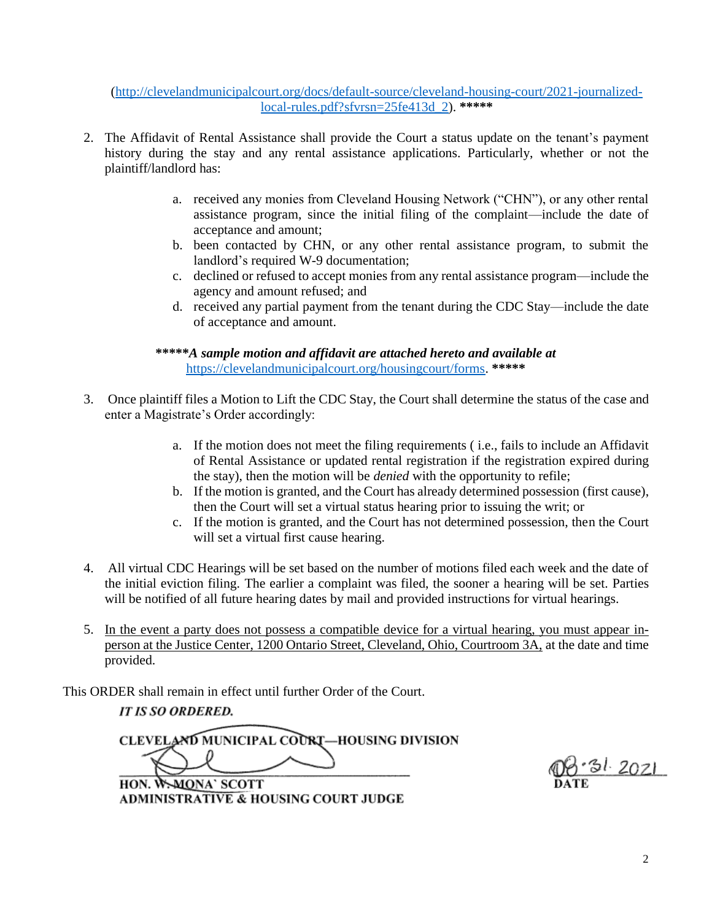(http://clevelandmunicipalcourt.org/docs/default-source/cleveland-housing-court/2021-journalized-local-rules.pdf?sfvrsn=25fe413d_2). *****

2. The Affidavit of Rental Assistance shall provide the Court a status update on the tenant's payment history during the stay and any rental assistance applications. Particularly, whether or not the plaintiff/landlord has:

   a. received any monies from Cleveland Housing Network ("CHN"), or any other rental assistance program, since the initial filing of the complaint—include the date of acceptance and amount;
   b. been contacted by CHN, or any other rental assistance program, to submit the landlord's required W-9 documentation;
   c. declined or refused to accept monies from any rental assistance program—include the agency and amount refused; and
   d. received any partial payment from the tenant during the CDC Stay—include the date of acceptance and amount.

***\*\*\*\*\*A sample motion and affidavit are attached hereto and available at*** https://clevelandmunicipalcourt.org/housingcourt/forms. *****

3. Once plaintiff files a Motion to Lift the CDC Stay, the Court shall determine the status of the case and enter a Magistrate's Order accordingly:

   a. If the motion does not meet the filing requirements ( i.e., fails to include an Affidavit of Rental Assistance or updated rental registration if the registration expired during the stay), then the motion will be *denied* with the opportunity to refile;
   b. If the motion is granted, and the Court has already determined possession (first cause), then the Court will set a virtual status hearing prior to issuing the writ; or
   c. If the motion is granted, and the Court has not determined possession, then the Court will set a virtual first cause hearing.

4. All virtual CDC Hearings will be set based on the number of motions filed each week and the date of the initial eviction filing. The earlier a complaint was filed, the sooner a hearing will be set. Parties will be notified of all future hearing dates by mail and provided instructions for virtual hearings.

5. <u>In the event a party does not possess a compatible device for a virtual hearing, you must appear in-person at the Justice Center, 1200 Ontario Street, Cleveland, Ohio, Courtroom 3A,</u> at the date and time provided.

This ORDER shall remain in effect until further Order of the Court.

***IT IS SO ORDERED.***

**CLEVELAND MUNICIPAL COURT—HOUSING DIVISION**

**HON. W. MONA` SCOTT**
**ADMINISTRATIVE & HOUSING COURT JUDGE**

08·31·2021
**DATE**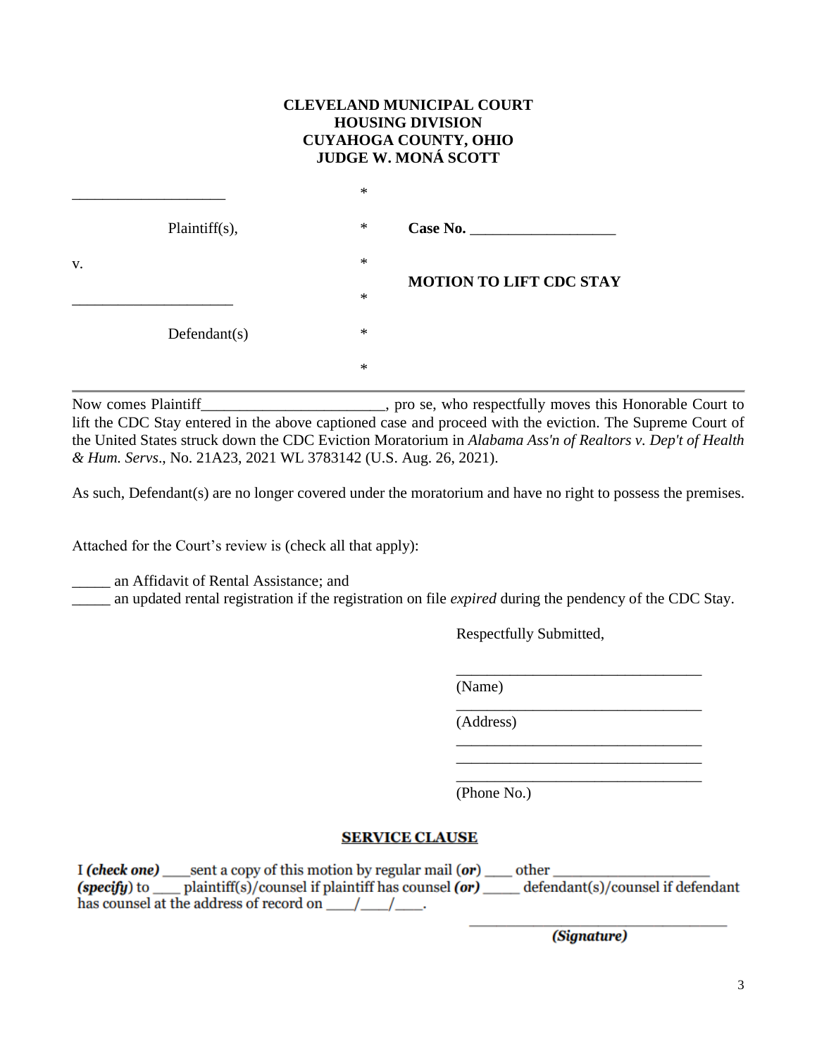**CLEVELAND MUNICIPAL COURT**
**HOUSING DIVISION**
**CUYAHOGA COUNTY, OHIO**
**JUDGE W. MONÁ SCOTT**

| | | |
|---|---|---|
| ____________________ | * | |
| Plaintiff(s), | * | **Case No.** ___________________ |
| v. | * | |
| _____________________ | * | **MOTION TO LIFT CDC STAY** |
| Defendant(s) | * | |
| | * | |

---

Now comes Plaintiff________________________, pro se, who respectfully moves this Honorable Court to lift the CDC Stay entered in the above captioned case and proceed with the eviction. The Supreme Court of the United States struck down the CDC Eviction Moratorium in *Alabama Ass'n of Realtors v. Dep't of Health & Hum. Servs*., No. 21A23, 2021 WL 3783142 (U.S. Aug. 26, 2021).

As such, Defendant(s) are no longer covered under the moratorium and have no right to possess the premises.

Attached for the Court's review is (check all that apply):

_____ an Affidavit of Rental Assistance; and
_____ an updated rental registration if the registration on file *expired* during the pendency of the CDC Stay.

Respectfully Submitted,

________________________________
(Name)
________________________________
(Address)
________________________________
________________________________
________________________________
(Phone No.)

**SERVICE CLAUSE**

I ***(check one)*** ___sent a copy of this motion by regular mail (***or***) ___ other ____________________ ***(specify)*** to ___ plaintiff(s)/counsel if plaintiff has counsel ***(or)*** _____ defendant(s)/counsel if defendant has counsel at the address of record on ___/___/___.

____________________________________
***(Signature)***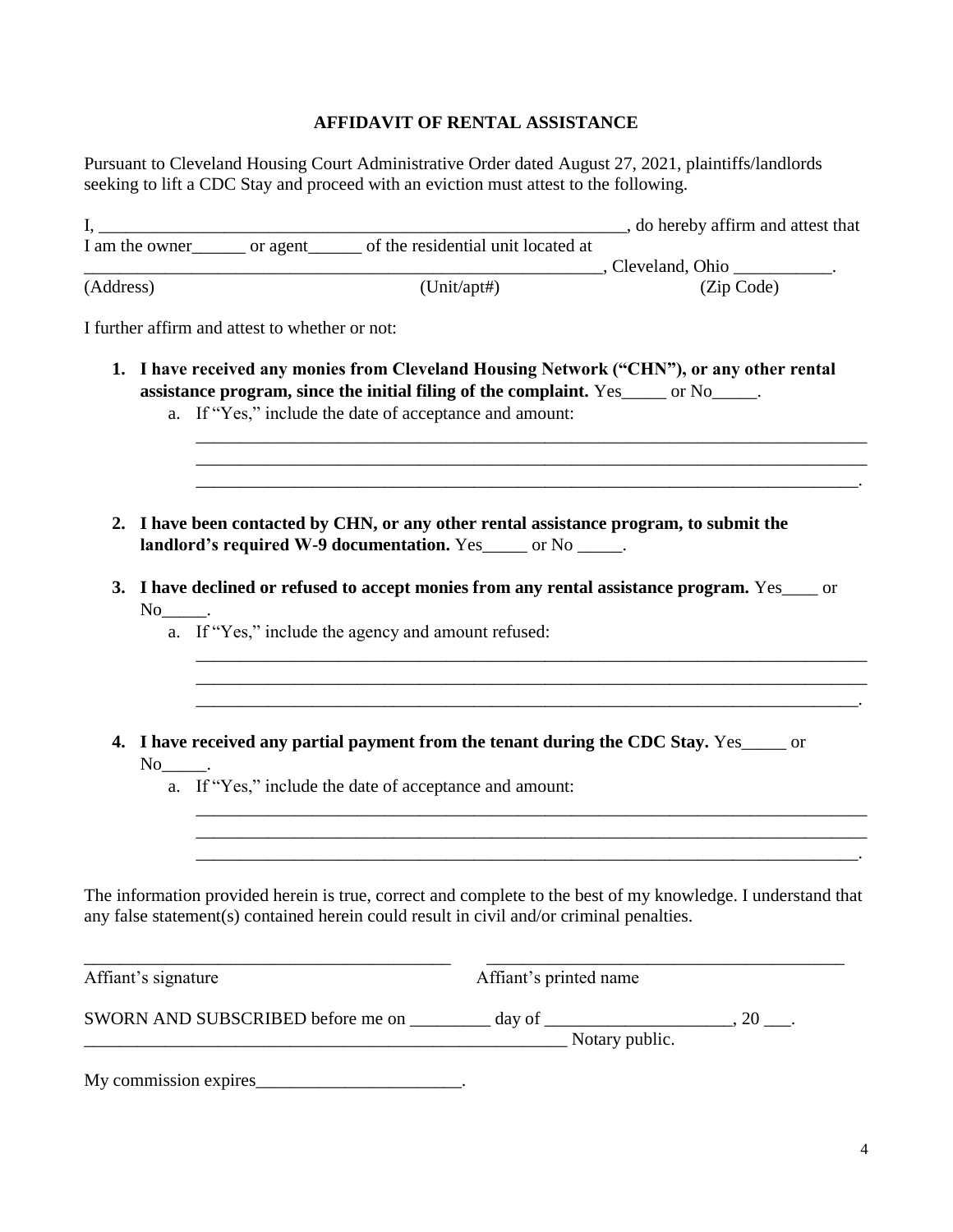# AFFIDAVIT OF RENTAL ASSISTANCE

Pursuant to Cleveland Housing Court Administrative Order dated August 27, 2021, plaintiffs/landlords seeking to lift a CDC Stay and proceed with an eviction must attest to the following.

I, ____________________________________________________________, do hereby affirm and attest that I am the owner______ or agent______ of the residential unit located at
____________________________________________________________, Cleveland, Ohio ___________.
(Address) (Unit/apt#) (Zip Code)

I further affirm and attest to whether or not:

1. **I have received any monies from Cleveland Housing Network ("CHN"), or any other rental assistance program, since the initial filing of the complaint.** Yes_____ or No_____.
   a. If "Yes," include the date of acceptance and amount:
   ______________________________________________________________________________
   ______________________________________________________________________________
   ______________________________________________________________________________.

2. **I have been contacted by CHN, or any other rental assistance program, to submit the landlord's required W-9 documentation.** Yes_____ or No _____.

3. **I have declined or refused to accept monies from any rental assistance program.** Yes____ or No_____.
   a. If "Yes," include the agency and amount refused:
   ______________________________________________________________________________
   ______________________________________________________________________________
   ______________________________________________________________________________.

4. **I have received any partial payment from the tenant during the CDC Stay.** Yes_____ or No_____.
   a. If "Yes," include the date of acceptance and amount:
   ______________________________________________________________________________
   ______________________________________________________________________________
   ______________________________________________________________________________.

The information provided herein is true, correct and complete to the best of my knowledge. I understand that any false statement(s) contained herein could result in civil and/or criminal penalties.

_________________________________________ _________________________________________
Affiant's signature Affiant's printed name

SWORN AND SUBSCRIBED before me on _________ day of _____________________, 20 ___.
________________________________________________________ Notary public.

My commission expires_______________________.